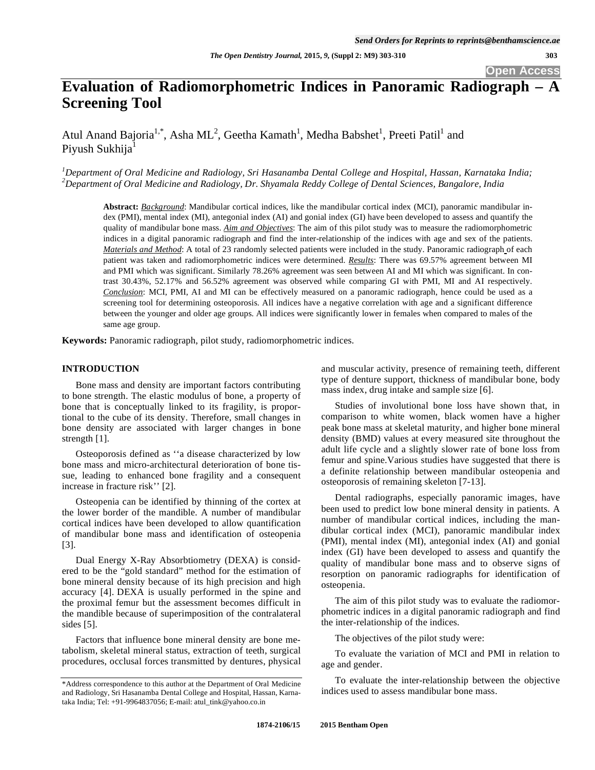# Evaluation of Radiomorphometric Indices in Panoramic Radiograph – A Screening Tool

Atul Anand Bajoria[1,*], Asha ML[2], Geetha Kamath[1], Medha Babshet[1], Preeti Patil[1] and Piyush Sukhija[1]

[1]*Department of Oral Medicine and Radiology, Sri Hasanamba Dental College and Hospital, Hassan, Karnataka India;* [2]*Department of Oral Medicine and Radiology, Dr. Shyamala Reddy College of Dental Sciences, Bangalore, India*

**Abstract:** ***Background***: Mandibular cortical indices, like the mandibular cortical index (MCI), panoramic mandibular index (PMI), mental index (MI), antegonial index (AI) and gonial index (GI) have been developed to assess and quantify the quality of mandibular bone mass. ***Aim and Objectives***: The aim of this pilot study was to measure the radiomorphometric indices in a digital panoramic radiograph and find the inter-relationship of the indices with age and sex of the patients. ***Materials and Method***: A total of 23 randomly selected patients were included in the study. Panoramic radiograph of each patient was taken and radiomorphometric indices were determined. ***Results***: There was 69.57% agreement between MI and PMI which was significant. Similarly 78.26% agreement was seen between AI and MI which was significant. In contrast 30.43%, 52.17% and 56.52% agreement was observed while comparing GI with PMI, MI and AI respectively. ***Conclusion***: MCI, PMI, AI and MI can be effectively measured on a panoramic radiograph, hence could be used as a screening tool for determining osteoporosis. All indices have a negative correlation with age and a significant difference between the younger and older age groups. All indices were significantly lower in females when compared to males of the same age group.

**Keywords:** Panoramic radiograph, pilot study, radiomorphometric indices.

## INTRODUCTION

Bone mass and density are important factors contributing to bone strength. The elastic modulus of bone, a property of bone that is conceptually linked to its fragility, is proportional to the cube of its density. Therefore, small changes in bone density are associated with larger changes in bone strength [1].

Osteoporosis defined as ''a disease characterized by low bone mass and micro-architectural deterioration of bone tissue, leading to enhanced bone fragility and a consequent increase in fracture risk'' [2].

Osteopenia can be identified by thinning of the cortex at the lower border of the mandible. A number of mandibular cortical indices have been developed to allow quantification of mandibular bone mass and identification of osteopenia [3].

Dual Energy X-Ray Absorbtiometry (DEXA) is considered to be the "gold standard" method for the estimation of bone mineral density because of its high precision and high accuracy [4]. DEXA is usually performed in the spine and the proximal femur but the assessment becomes difficult in the mandible because of superimposition of the contralateral sides [5].

Factors that influence bone mineral density are bone metabolism, skeletal mineral status, extraction of teeth, surgical procedures, occlusal forces transmitted by dentures, physical and muscular activity, presence of remaining teeth, different type of denture support, thickness of mandibular bone, body mass index, drug intake and sample size [6].

Studies of involutional bone loss have shown that, in comparison to white women, black women have a higher peak bone mass at skeletal maturity, and higher bone mineral density (BMD) values at every measured site throughout the adult life cycle and a slightly slower rate of bone loss from femur and spine.Various studies have suggested that there is a definite relationship between mandibular osteopenia and osteoporosis of remaining skeleton [7-13].

Dental radiographs, especially panoramic images, have been used to predict low bone mineral density in patients. A number of mandibular cortical indices, including the mandibular cortical index (MCI), panoramic mandibular index (PMI), mental index (MI), antegonial index (AI) and gonial index (GI) have been developed to assess and quantify the quality of mandibular bone mass and to observe signs of resorption on panoramic radiographs for identification of osteopenia.

The aim of this pilot study was to evaluate the radiomorphometric indices in a digital panoramic radiograph and find the inter-relationship of the indices.

The objectives of the pilot study were:

To evaluate the variation of MCI and PMI in relation to age and gender.

To evaluate the inter-relationship between the objective indices used to assess mandibular bone mass.

*Address correspondence to this author at the Department of Oral Medicine and Radiology, Sri Hasanamba Dental College and Hospital, Hassan, Karnataka India; Tel: +91-9964837056; E-mail: atul_tink@yahoo.co.in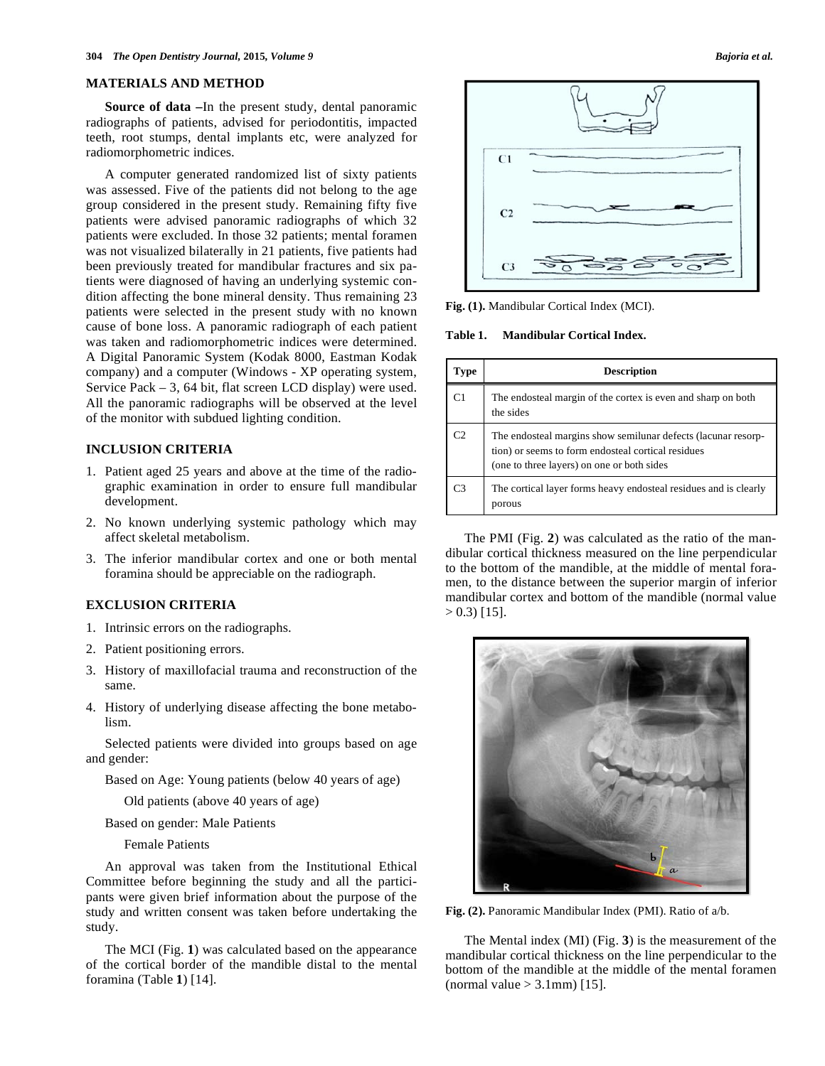## MATERIALS AND METHOD

**Source of data** –In the present study, dental panoramic radiographs of patients, advised for periodontitis, impacted teeth, root stumps, dental implants etc, were analyzed for radiomorphometric indices.

A computer generated randomized list of sixty patients was assessed. Five of the patients did not belong to the age group considered in the present study. Remaining fifty five patients were advised panoramic radiographs of which 32 patients were excluded. In those 32 patients; mental foramen was not visualized bilaterally in 21 patients, five patients had been previously treated for mandibular fractures and six patients were diagnosed of having an underlying systemic condition affecting the bone mineral density. Thus remaining 23 patients were selected in the present study with no known cause of bone loss. A panoramic radiograph of each patient was taken and radiomorphometric indices were determined. A Digital Panoramic System (Kodak 8000, Eastman Kodak company) and a computer (Windows - XP operating system, Service Pack – 3, 64 bit, flat screen LCD display) were used. All the panoramic radiographs will be observed at the level of the monitor with subdued lighting condition.

## INCLUSION CRITERIA

1. Patient aged 25 years and above at the time of the radiographic examination in order to ensure full mandibular development.
2. No known underlying systemic pathology which may affect skeletal metabolism.
3. The inferior mandibular cortex and one or both mental foramina should be appreciable on the radiograph.

## EXCLUSION CRITERIA

1. Intrinsic errors on the radiographs.
2. Patient positioning errors.
3. History of maxillofacial trauma and reconstruction of the same.
4. History of underlying disease affecting the bone metabolism.

Selected patients were divided into groups based on age and gender:

Based on Age: Young patients (below 40 years of age)

Old patients (above 40 years of age)

Based on gender: Male Patients

Female Patients

An approval was taken from the Institutional Ethical Committee before beginning the study and all the participants were given brief information about the purpose of the study and written consent was taken before undertaking the study.

The MCI (Fig. **1**) was calculated based on the appearance of the cortical border of the mandible distal to the mental foramina (Table **1**) [14].

**Fig. (1).** Mandibular Cortical Index (MCI).

**Table 1. Mandibular Cortical Index.**

| Type | Description |
| --- | --- |
| C1 | The endosteal margin of the cortex is even and sharp on both the sides |
| C2 | The endosteal margins show semilunar defects (lacunar resorption) or seems to form endosteal cortical residues (one to three layers) on one or both sides |
| C3 | The cortical layer forms heavy endosteal residues and is clearly porous |

The PMI (Fig. **2**) was calculated as the ratio of the mandibular cortical thickness measured on the line perpendicular to the bottom of the mandible, at the middle of mental foramen, to the distance between the superior margin of inferior mandibular cortex and bottom of the mandible (normal value > 0.3) [15].

**Fig. (2).** Panoramic Mandibular Index (PMI). Ratio of a/b.

The Mental index (MI) (Fig. **3**) is the measurement of the mandibular cortical thickness on the line perpendicular to the bottom of the mandible at the middle of the mental foramen (normal value > 3.1mm) [15].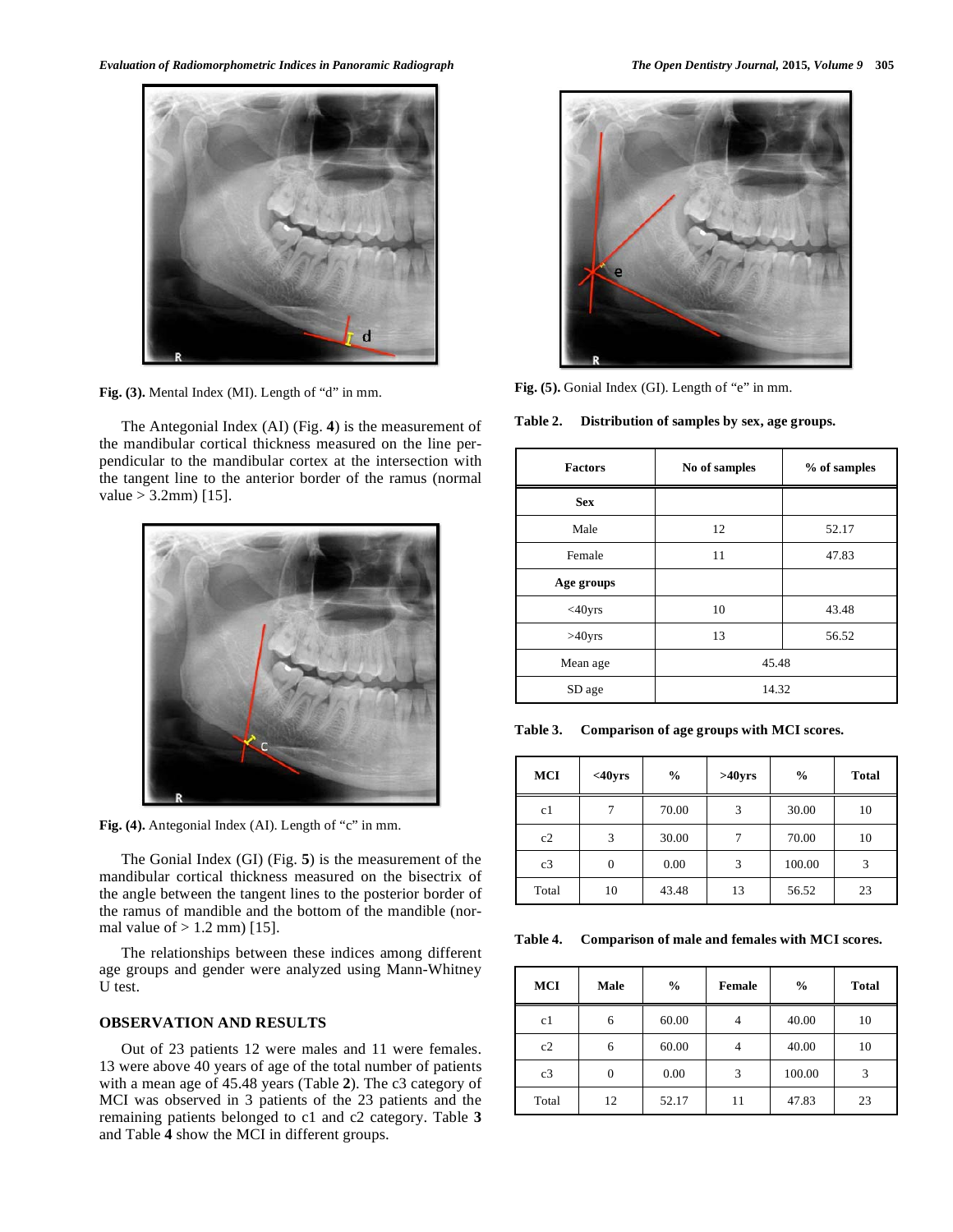Fig. (3). Mental Index (MI). Length of "d" in mm.

The Antegonial Index (AI) (Fig. **4**) is the measurement of the mandibular cortical thickness measured on the line perpendicular to the mandibular cortex at the intersection with the tangent line to the anterior border of the ramus (normal value > 3.2mm) [15].

Fig. (4). Antegonial Index (AI). Length of "c" in mm.

The Gonial Index (GI) (Fig. **5**) is the measurement of the mandibular cortical thickness measured on the bisectrix of the angle between the tangent lines to the posterior border of the ramus of mandible and the bottom of the mandible (normal value of > 1.2 mm) [15].

The relationships between these indices among different age groups and gender were analyzed using Mann-Whitney U test.

## OBSERVATION AND RESULTS

Out of 23 patients 12 were males and 11 were females. 13 were above 40 years of age of the total number of patients with a mean age of 45.48 years (Table **2**). The c3 category of MCI was observed in 3 patients of the 23 patients and the remaining patients belonged to c1 and c2 category. Table **3** and Table **4** show the MCI in different groups.

Fig. (5). Gonial Index (GI). Length of "e" in mm.

**Table 2. Distribution of samples by sex, age groups.**

| Factors | No of samples | % of samples |
|---|---|---|
| **Sex** | | |
| Male | 12 | 52.17 |
| Female | 11 | 47.83 |
| **Age groups** | | |
| <40yrs | 10 | 43.48 |
| >40yrs | 13 | 56.52 |
| Mean age | 45.48 | |
| SD age | 14.32 | |

**Table 3. Comparison of age groups with MCI scores.**

| MCI | <40yrs | % | >40yrs | % | Total |
|---|---|---|---|---|---|
| c1 | 7 | 70.00 | 3 | 30.00 | 10 |
| c2 | 3 | 30.00 | 7 | 70.00 | 10 |
| c3 | 0 | 0.00 | 3 | 100.00 | 3 |
| Total | 10 | 43.48 | 13 | 56.52 | 23 |

**Table 4. Comparison of male and females with MCI scores.**

| MCI | Male | % | Female | % | Total |
|---|---|---|---|---|---|
| c1 | 6 | 60.00 | 4 | 40.00 | 10 |
| c2 | 6 | 60.00 | 4 | 40.00 | 10 |
| c3 | 0 | 0.00 | 3 | 100.00 | 3 |
| Total | 12 | 52.17 | 11 | 47.83 | 23 |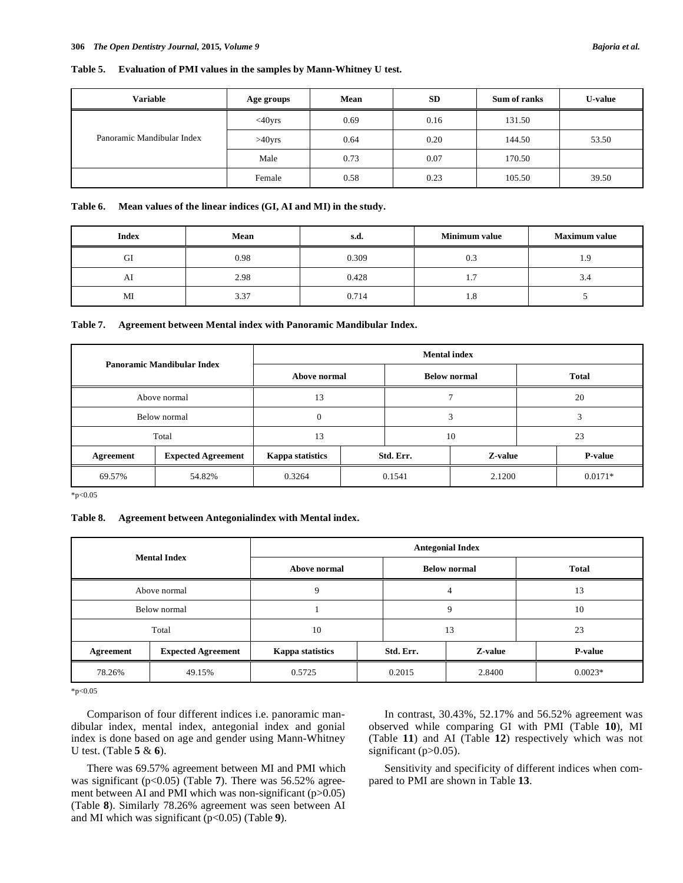**Table 5. Evaluation of PMI values in the samples by Mann-Whitney U test.**

| Variable | Age groups | Mean | SD | Sum of ranks | U-value |
|---|---|---|---|---|---|
| Panoramic Mandibular Index | <40yrs | 0.69 | 0.16 | 131.50 | |
| | >40yrs | 0.64 | 0.20 | 144.50 | 53.50 |
| | Male | 0.73 | 0.07 | 170.50 | |
| | Female | 0.58 | 0.23 | 105.50 | 39.50 |

**Table 6. Mean values of the linear indices (GI, AI and MI) in the study.**

| Index | Mean | s.d. | Minimum value | Maximum value |
|---|---|---|---|---|
| GI | 0.98 | 0.309 | 0.3 | 1.9 |
| AI | 2.98 | 0.428 | 1.7 | 3.4 |
| MI | 3.37 | 0.714 | 1.8 | 5 |

**Table 7. Agreement between Mental index with Panoramic Mandibular Index.**

| Panoramic Mandibular Index | | Mental index | | | |
|---|---|---|---|---|---|
| | | Above normal | Below normal | Total | |
| Above normal | | 13 | 7 | 20 | |
| Below normal | | 0 | 3 | 3 | |
| Total | | 13 | 10 | 23 | |
| Agreement | Expected Agreement | Kappa statistics | Std. Err. | Z-value | P-value |
| 69.57% | 54.82% | 0.3264 | 0.1541 | 2.1200 | 0.0171* |

*p<0.05

**Table 8. Agreement between Antegonialindex with Mental index.**

| Mental Index | | Antegonial Index | | | |
|---|---|---|---|---|---|
| | | Above normal | Below normal | Total | |
| Above normal | | 9 | 4 | 13 | |
| Below normal | | 1 | 9 | 10 | |
| Total | | 10 | 13 | 23 | |
| Agreement | Expected Agreement | Kappa statistics | Std. Err. | Z-value | P-value |
| 78.26% | 49.15% | 0.5725 | 0.2015 | 2.8400 | 0.0023* |

*p<0.05

Comparison of four different indices i.e. panoramic mandibular index, mental index, antegonial index and gonial index is done based on age and gender using Mann-Whitney U test. (Table **5** & **6**).

There was 69.57% agreement between MI and PMI which was significant ($p<0.05$) (Table **7**). There was 56.52% agreement between AI and PMI which was non-significant ($p>0.05$) (Table **8**). Similarly 78.26% agreement was seen between AI and MI which was significant ($p<0.05$) (Table **9**).

In contrast, 30.43%, 52.17% and 56.52% agreement was observed while comparing GI with PMI (Table **10**), MI (Table **11**) and AI (Table **12**) respectively which was not significant ($p>0.05$).

Sensitivity and specificity of different indices when compared to PMI are shown in Table **13**.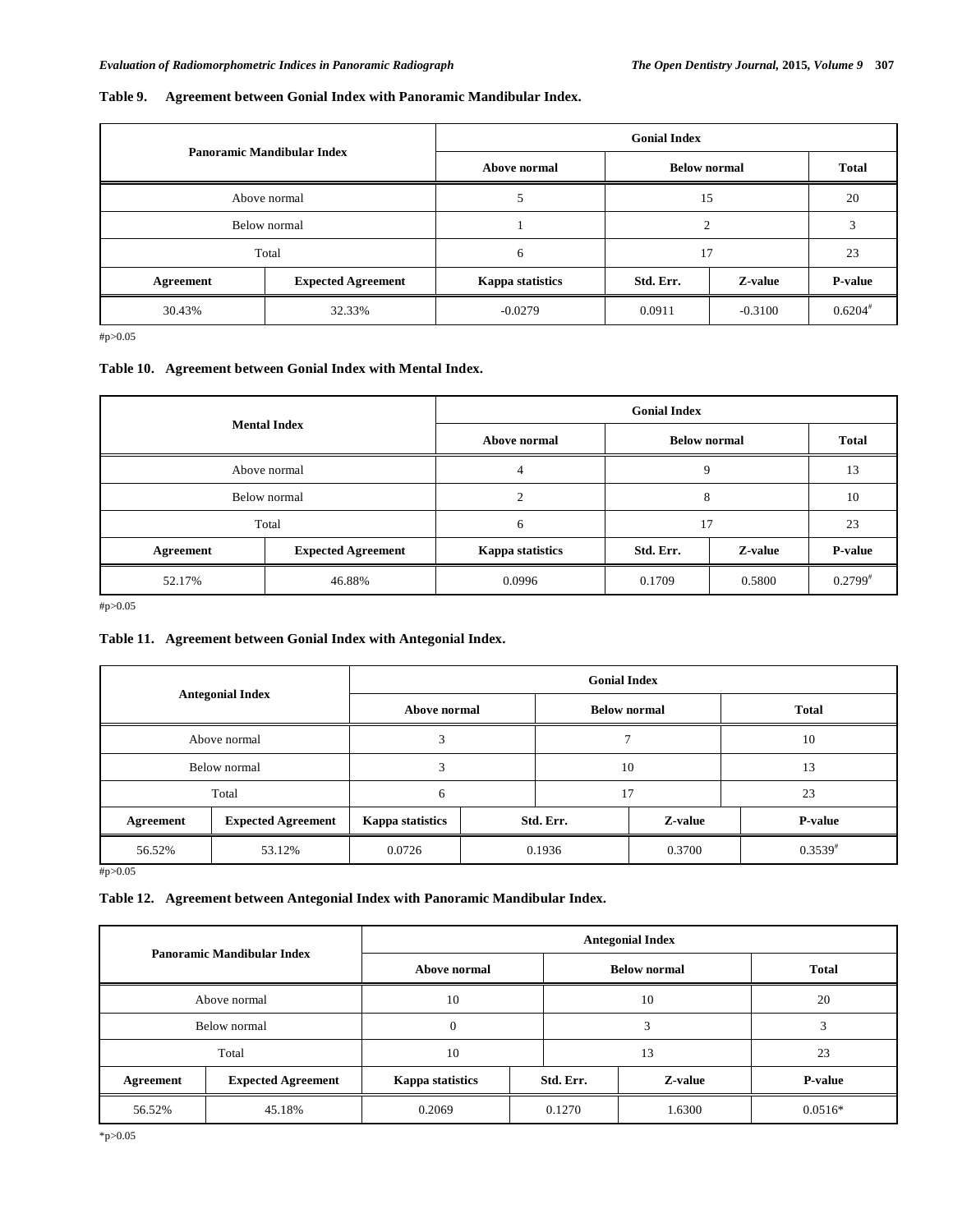**Table 9. Agreement between Gonial Index with Panoramic Mandibular Index.**

| Panoramic Mandibular Index | | Gonial Index | | | |
|---|---|---|---|---|---|
| | | Above normal | Below normal | | Total |
| Above normal | | 5 | 15 | | 20 |
| Below normal | | 1 | 2 | | 3 |
| Total | | 6 | 17 | | 23 |
| **Agreement** | **Expected Agreement** | **Kappa statistics** | **Std. Err.** | **Z-value** | **P-value** |
| 30.43% | 32.33% | -0.0279 | 0.0911 | -0.3100 | 0.6204# |

#p>0.05

**Table 10. Agreement between Gonial Index with Mental Index.**

| Mental Index | | Gonial Index | | | |
|---|---|---|---|---|---|
| | | Above normal | Below normal | | Total |
| Above normal | | 4 | 9 | | 13 |
| Below normal | | 2 | 8 | | 10 |
| Total | | 6 | 17 | | 23 |
| **Agreement** | **Expected Agreement** | **Kappa statistics** | **Std. Err.** | **Z-value** | **P-value** |
| 52.17% | 46.88% | 0.0996 | 0.1709 | 0.5800 | 0.2799# |

#p>0.05

**Table 11. Agreement between Gonial Index with Antegonial Index.**

| Antegonial Index | | Gonial Index | | | |
|---|---|---|---|---|---|
| | | Above normal | Below normal | | Total |
| Above normal | | 3 | 7 | | 10 |
| Below normal | | 3 | 10 | | 13 |
| Total | | 6 | 17 | | 23 |
| **Agreement** | **Expected Agreement** | **Kappa statistics** | **Std. Err.** | **Z-value** | **P-value** |
| 56.52% | 53.12% | 0.0726 | 0.1936 | 0.3700 | 0.3539# |

#p>0.05

**Table 12. Agreement between Antegonial Index with Panoramic Mandibular Index.**

| Panoramic Mandibular Index | | Antegonial Index | | | |
|---|---|---|---|---|---|
| | | Above normal | Below normal | | Total |
| Above normal | | 10 | 10 | | 20 |
| Below normal | | 0 | 3 | | 3 |
| Total | | 10 | 13 | | 23 |
| **Agreement** | **Expected Agreement** | **Kappa statistics** | **Std. Err.** | **Z-value** | **P-value** |
| 56.52% | 45.18% | 0.2069 | 0.1270 | 1.6300 | 0.0516* |

*p>0.05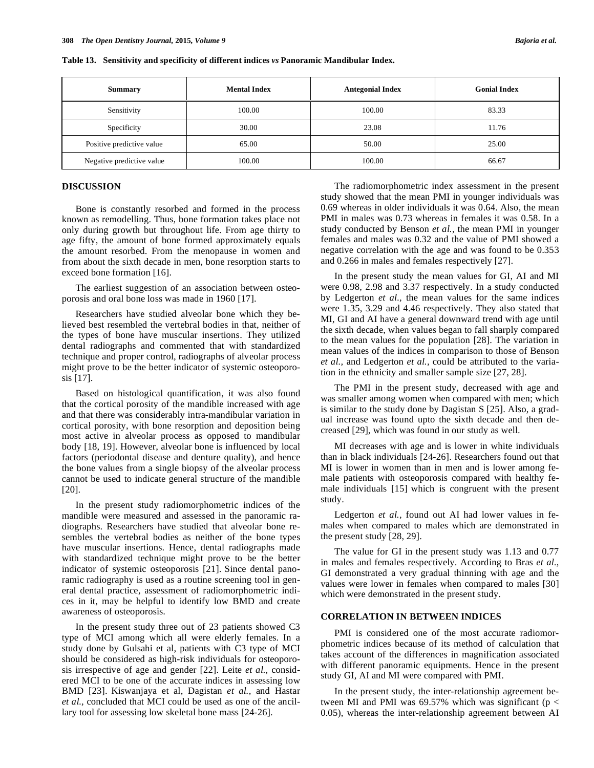**Table 13. Sensitivity and specificity of different indices *vs* Panoramic Mandibular Index.**

| Summary | Mental Index | Antegonial Index | Gonial Index |
|---|---|---|---|
| Sensitivity | 100.00 | 100.00 | 83.33 |
| Specificity | 30.00 | 23.08 | 11.76 |
| Positive predictive value | 65.00 | 50.00 | 25.00 |
| Negative predictive value | 100.00 | 100.00 | 66.67 |

## DISCUSSION

Bone is constantly resorbed and formed in the process known as remodelling. Thus, bone formation takes place not only during growth but throughout life. From age thirty to age fifty, the amount of bone formed approximately equals the amount resorbed. From the menopause in women and from about the sixth decade in men, bone resorption starts to exceed bone formation [16].

The earliest suggestion of an association between osteoporosis and oral bone loss was made in 1960 [17].

Researchers have studied alveolar bone which they believed best resembled the vertebral bodies in that, neither of the types of bone have muscular insertions. They utilized dental radiographs and commented that with standardized technique and proper control, radiographs of alveolar process might prove to be the better indicator of systemic osteoporosis [17].

Based on histological quantification, it was also found that the cortical porosity of the mandible increased with age and that there was considerably intra-mandibular variation in cortical porosity, with bone resorption and deposition being most active in alveolar process as opposed to mandibular body [18, 19]. However, alveolar bone is influenced by local factors (periodontal disease and denture quality), and hence the bone values from a single biopsy of the alveolar process cannot be used to indicate general structure of the mandible [20].

In the present study radiomorphometric indices of the mandible were measured and assessed in the panoramic radiographs. Researchers have studied that alveolar bone resembles the vertebral bodies as neither of the bone types have muscular insertions. Hence, dental radiographs made with standardized technique might prove to be the better indicator of systemic osteoporosis [21]. Since dental panoramic radiography is used as a routine screening tool in general dental practice, assessment of radiomorphometric indices in it, may be helpful to identify low BMD and create awareness of osteoporosis.

In the present study three out of 23 patients showed C3 type of MCI among which all were elderly females. In a study done by Gulsahi et al, patients with C3 type of MCI should be considered as high-risk individuals for osteoporosis irrespective of age and gender [22]. Leite *et al.,* considered MCI to be one of the accurate indices in assessing low BMD [23]. Kiswanjaya et al, Dagistan *et al.,* and Hastar *et al.,* concluded that MCI could be used as one of the ancillary tool for assessing low skeletal bone mass [24-26].

The radiomorphometric index assessment in the present study showed that the mean PMI in younger individuals was 0.69 whereas in older individuals it was 0.64. Also, the mean PMI in males was 0.73 whereas in females it was 0.58. In a study conducted by Benson *et al.,* the mean PMI in younger females and males was 0.32 and the value of PMI showed a negative correlation with the age and was found to be 0.353 and 0.266 in males and females respectively [27].

In the present study the mean values for GI, AI and MI were 0.98, 2.98 and 3.37 respectively. In a study conducted by Ledgerton *et al.,* the mean values for the same indices were 1.35, 3.29 and 4.46 respectively. They also stated that MI, GI and AI have a general downward trend with age until the sixth decade, when values began to fall sharply compared to the mean values for the population [28]. The variation in mean values of the indices in comparison to those of Benson *et al.,* and Ledgerton *et al.,* could be attributed to the variation in the ethnicity and smaller sample size [27, 28].

The PMI in the present study, decreased with age and was smaller among women when compared with men; which is similar to the study done by Dagistan S [25]. Also, a gradual increase was found upto the sixth decade and then decreased [29], which was found in our study as well.

MI decreases with age and is lower in white individuals than in black individuals [24-26]. Researchers found out that MI is lower in women than in men and is lower among female patients with osteoporosis compared with healthy female individuals [15] which is congruent with the present study.

Ledgerton *et al.,* found out AI had lower values in females when compared to males which are demonstrated in the present study [28, 29].

The value for GI in the present study was 1.13 and 0.77 in males and females respectively. According to Bras *et al.,* GI demonstrated a very gradual thinning with age and the values were lower in females when compared to males [30] which were demonstrated in the present study.

## CORRELATION IN BETWEEN INDICES

PMI is considered one of the most accurate radiomorphometric indices because of its method of calculation that takes account of the differences in magnification associated with different panoramic equipments. Hence in the present study GI, AI and MI were compared with PMI.

In the present study, the inter-relationship agreement between MI and PMI was 69.57% which was significant ($p < 0.05$), whereas the inter-relationship agreement between AI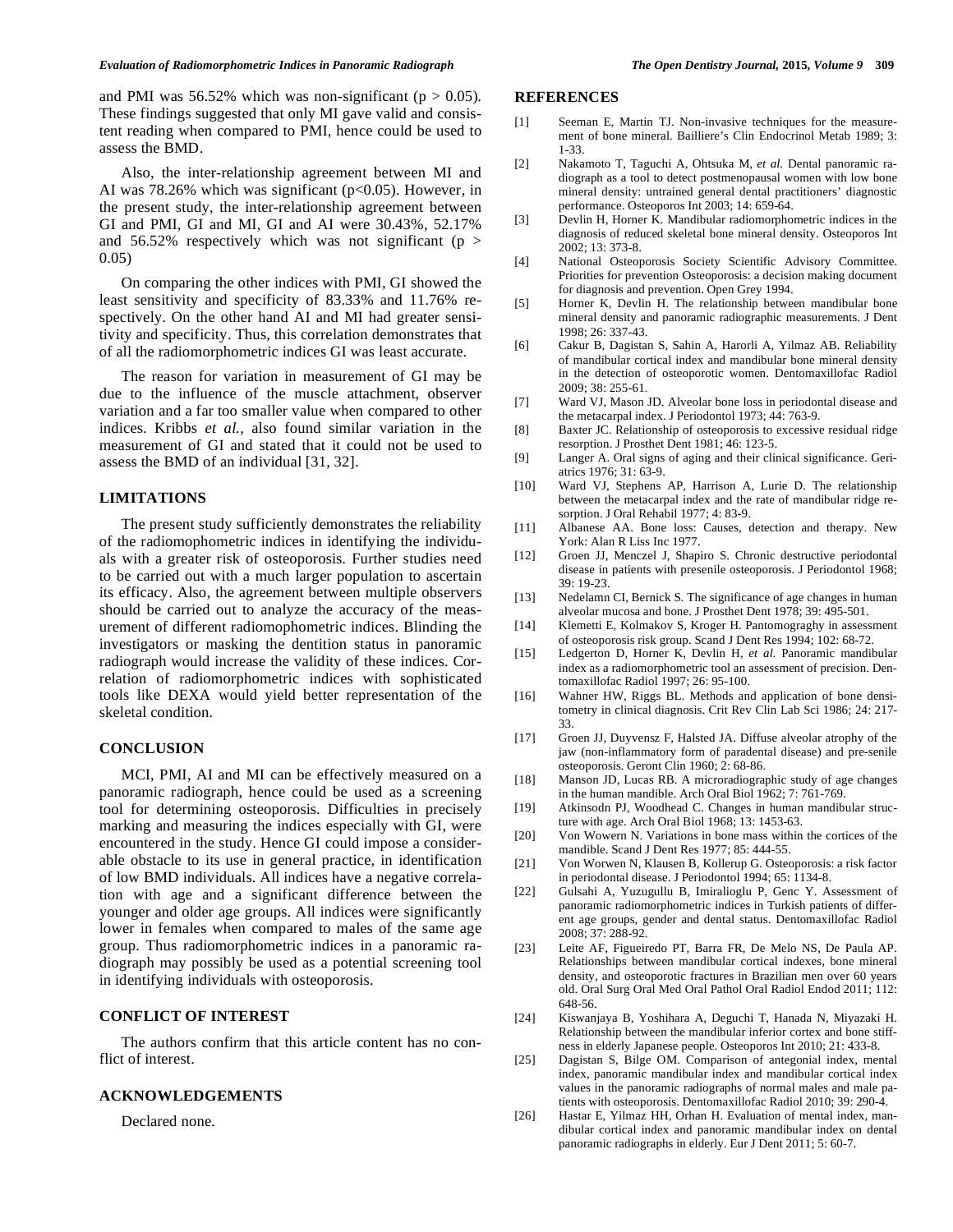and PMI was 56.52% which was non-significant ($p > 0.05$). These findings suggested that only MI gave valid and consistent reading when compared to PMI, hence could be used to assess the BMD.

Also, the inter-relationship agreement between MI and AI was 78.26% which was significant ($p<0.05$). However, in the present study, the inter-relationship agreement between GI and PMI, GI and MI, GI and AI were 30.43%, 52.17% and 56.52% respectively which was not significant ($p > 0.05$)

On comparing the other indices with PMI, GI showed the least sensitivity and specificity of 83.33% and 11.76% respectively. On the other hand AI and MI had greater sensitivity and specificity. Thus, this correlation demonstrates that of all the radiomorphometric indices GI was least accurate.

The reason for variation in measurement of GI may be due to the influence of the muscle attachment, observer variation and a far too smaller value when compared to other indices. Kribbs *et al.*, also found similar variation in the measurement of GI and stated that it could not be used to assess the BMD of an individual [31, 32].

## LIMITATIONS

The present study sufficiently demonstrates the reliability of the radiomophometric indices in identifying the individuals with a greater risk of osteoporosis. Further studies need to be carried out with a much larger population to ascertain its efficacy. Also, the agreement between multiple observers should be carried out to analyze the accuracy of the measurement of different radiomophometric indices. Blinding the investigators or masking the dentition status in panoramic radiograph would increase the validity of these indices. Correlation of radiomorphometric indices with sophisticated tools like DEXA would yield better representation of the skeletal condition.

## CONCLUSION

MCI, PMI, AI and MI can be effectively measured on a panoramic radiograph, hence could be used as a screening tool for determining osteoporosis. Difficulties in precisely marking and measuring the indices especially with GI, were encountered in the study. Hence GI could impose a considerable obstacle to its use in general practice, in identification of low BMD individuals. All indices have a negative correlation with age and a significant difference between the younger and older age groups. All indices were significantly lower in females when compared to males of the same age group. Thus radiomorphometric indices in a panoramic radiograph may possibly be used as a potential screening tool in identifying individuals with osteoporosis.

## CONFLICT OF INTEREST

The authors confirm that this article content has no conflict of interest.

## ACKNOWLEDGEMENTS

Declared none.

## REFERENCES

[1] Seeman E, Martin TJ. Non-invasive techniques for the measurement of bone mineral. Bailliere's Clin Endocrinol Metab 1989; 3: 1-33.

[2] Nakamoto T, Taguchi A, Ohtsuka M, *et al.* Dental panoramic radiograph as a tool to detect postmenopausal women with low bone mineral density: untrained general dental practitioners' diagnostic performance. Osteoporos Int 2003; 14: 659-64.

[3] Devlin H, Horner K. Mandibular radiomorphometric indices in the diagnosis of reduced skeletal bone mineral density. Osteoporos Int 2002; 13: 373-8.

[4] National Osteoporosis Society Scientific Advisory Committee. Priorities for prevention Osteoporosis: a decision making document for diagnosis and prevention. Open Grey 1994.

[5] Horner K, Devlin H. The relationship between mandibular bone mineral density and panoramic radiographic measurements. J Dent 1998; 26: 337-43.

[6] Cakur B, Dagistan S, Sahin A, Harorli A, Yilmaz AB. Reliability of mandibular cortical index and mandibular bone mineral density in the detection of osteoporotic women. Dentomaxillofac Radiol 2009; 38: 255-61.

[7] Ward VJ, Mason JD. Alveolar bone loss in periodontal disease and the metacarpal index. J Periodontol 1973; 44: 763-9.

[8] Baxter JC. Relationship of osteoporosis to excessive residual ridge resorption. J Prosthet Dent 1981; 46: 123-5.

[9] Langer A. Oral signs of aging and their clinical significance. Geriatrics 1976; 31: 63-9.

[10] Ward VJ, Stephens AP, Harrison A, Lurie D. The relationship between the metacarpal index and the rate of mandibular ridge resorption. J Oral Rehabil 1977; 4: 83-9.

[11] Albanese AA. Bone loss: Causes, detection and therapy. New York: Alan R Liss Inc 1977.

[12] Groen JJ, Menczel J, Shapiro S. Chronic destructive periodontal disease in patients with presenile osteoporosis. J Periodontol 1968; 39: 19-23.

[13] Nedelamn CI, Bernick S. The significance of age changes in human alveolar mucosa and bone. J Prosthet Dent 1978; 39: 495-501.

[14] Klemetti E, Kolmakov S, Kroger H. Pantomograghy in assessment of osteoporosis risk group. Scand J Dent Res 1994; 102: 68-72.

[15] Ledgerton D, Horner K, Devlin H, *et al.* Panoramic mandibular index as a radiomorphometric tool an assessment of precision. Dentomaxillofac Radiol 1997; 26: 95-100.

[16] Wahner HW, Riggs BL. Methods and application of bone densitometry in clinical diagnosis. Crit Rev Clin Lab Sci 1986; 24: 217-33.

[17] Groen JJ, Duyvensz F, Halsted JA. Diffuse alveolar atrophy of the jaw (non-inflammatory form of paradental disease) and pre-senile osteoporosis. Geront Clin 1960; 2: 68-86.

[18] Manson JD, Lucas RB. A microradiographic study of age changes in the human mandible. Arch Oral Biol 1962; 7: 761-769.

[19] Atkinsodn PJ, Woodhead C. Changes in human mandibular structure with age. Arch Oral Biol 1968; 13: 1453-63.

[20] Von Wowern N. Variations in bone mass within the cortices of the mandible. Scand J Dent Res 1977; 85: 444-55.

[21] Von Worwen N, Klausen B, Kollerup G. Osteoporosis: a risk factor in periodontal disease. J Periodontol 1994; 65: 1134-8.

[22] Gulsahi A, Yuzugullu B, Imiralioglu P, Genc Y. Assessment of panoramic radiomorphometric indices in Turkish patients of different age groups, gender and dental status. Dentomaxillofac Radiol 2008; 37: 288-92.

[23] Leite AF, Figueiredo PT, Barra FR, De Melo NS, De Paula AP. Relationships between mandibular cortical indexes, bone mineral density, and osteoporotic fractures in Brazilian men over 60 years old. Oral Surg Oral Med Oral Pathol Oral Radiol Endod 2011; 112: 648-56.

[24] Kiswanjaya B, Yoshihara A, Deguchi T, Hanada N, Miyazaki H. Relationship between the mandibular inferior cortex and bone stiffness in elderly Japanese people. Osteoporos Int 2010; 21: 433-8.

[25] Dagistan S, Bilge OM. Comparison of antegonial index, mental index, panoramic mandibular index and mandibular cortical index values in the panoramic radiographs of normal males and male patients with osteoporosis. Dentomaxillofac Radiol 2010; 39: 290-4.

[26] Hastar E, Yilmaz HH, Orhan H. Evaluation of mental index, mandibular cortical index and panoramic mandibular index on dental panoramic radiographs in elderly. Eur J Dent 2011; 5: 60-7.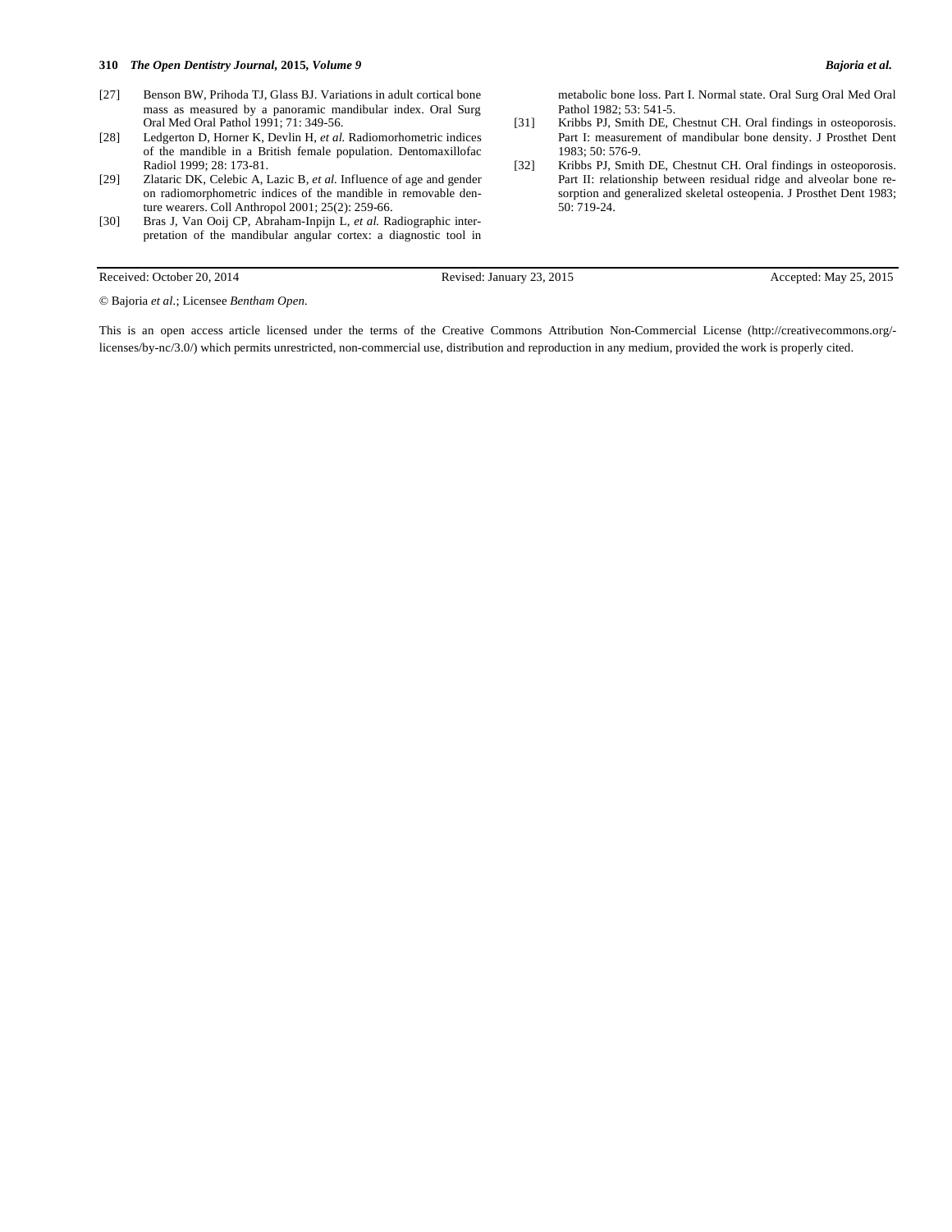[27] Benson BW, Prihoda TJ, Glass BJ. Variations in adult cortical bone mass as measured by a panoramic mandibular index. Oral Surg Oral Med Oral Pathol 1991; 71: 349-56.

[28] Ledgerton D, Horner K, Devlin H, *et al.* Radiomorhometric indices of the mandible in a British female population. Dentomaxillofac Radiol 1999; 28: 173-81.

[29] Zlataric DK, Celebic A, Lazic B, *et al.* Influence of age and gender on radiomorphometric indices of the mandible in removable denture wearers. Coll Anthropol 2001; 25(2): 259-66.

[30] Bras J, Van Ooij CP, Abraham-Inpijn L, *et al.* Radiographic interpretation of the mandibular angular cortex: a diagnostic tool in metabolic bone loss. Part I. Normal state. Oral Surg Oral Med Oral Pathol 1982; 53: 541-5.

[31] Kribbs PJ, Smith DE, Chestnut CH. Oral findings in osteoporosis. Part I: measurement of mandibular bone density. J Prosthet Dent 1983; 50: 576-9.

[32] Kribbs PJ, Smith DE, Chestnut CH. Oral findings in osteoporosis. Part II: relationship between residual ridge and alveolar bone resorption and generalized skeletal osteopenia. J Prosthet Dent 1983; 50: 719-24.

Received: October 20, 2014 Revised: January 23, 2015 Accepted: May 25, 2015

© Bajoria *et al.*; Licensee *Bentham Open.*

This is an open access article licensed under the terms of the Creative Commons Attribution Non-Commercial License (http://creativecommons.org/-licenses/by-nc/3.0/) which permits unrestricted, non-commercial use, distribution and reproduction in any medium, provided the work is properly cited.